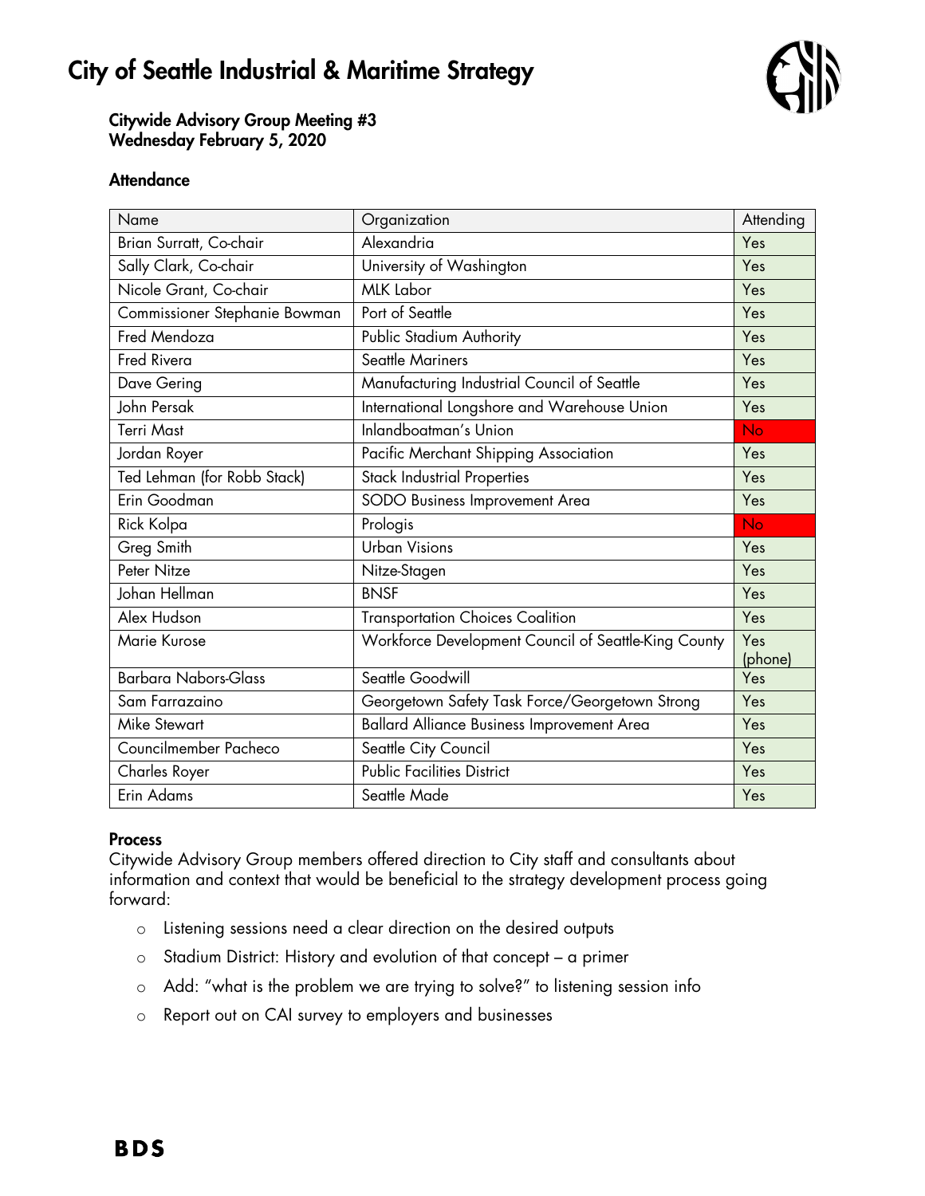# City of Seattle Industrial & Maritime Strategy

### Citywide Advisory Group Meeting #3
### Wednesday February 5, 2020

### Attendance

| Name | Organization | Attending |
|---|---|---|
| Brian Surratt, Co-chair | Alexandria | Yes |
| Sally Clark, Co-chair | University of Washington | Yes |
| Nicole Grant, Co-chair | MLK Labor | Yes |
| Commissioner Stephanie Bowman | Port of Seattle | Yes |
| Fred Mendoza | Public Stadium Authority | Yes |
| Fred Rivera | Seattle Mariners | Yes |
| Dave Gering | Manufacturing Industrial Council of Seattle | Yes |
| John Persak | International Longshore and Warehouse Union | Yes |
| Terri Mast | Inlandboatman's Union | No |
| Jordan Royer | Pacific Merchant Shipping Association | Yes |
| Ted Lehman (for Robb Stack) | Stack Industrial Properties | Yes |
| Erin Goodman | SODO Business Improvement Area | Yes |
| Rick Kolpa | Prologis | No |
| Greg Smith | Urban Visions | Yes |
| Peter Nitze | Nitze-Stagen | Yes |
| Johan Hellman | BNSF | Yes |
| Alex Hudson | Transportation Choices Coalition | Yes |
| Marie Kurose | Workforce Development Council of Seattle-King County | Yes (phone) |
| Barbara Nabors-Glass | Seattle Goodwill | Yes |
| Sam Farrazaino | Georgetown Safety Task Force/Georgetown Strong | Yes |
| Mike Stewart | Ballard Alliance Business Improvement Area | Yes |
| Councilmember Pacheco | Seattle City Council | Yes |
| Charles Royer | Public Facilities District | Yes |
| Erin Adams | Seattle Made | Yes |

### Process

Citywide Advisory Group members offered direction to City staff and consultants about information and context that would be beneficial to the strategy development process going forward:

- Listening sessions need a clear direction on the desired outputs
- Stadium District: History and evolution of that concept – a primer
- Add: "what is the problem we are trying to solve?" to listening session info
- Report out on CAI survey to employers and businesses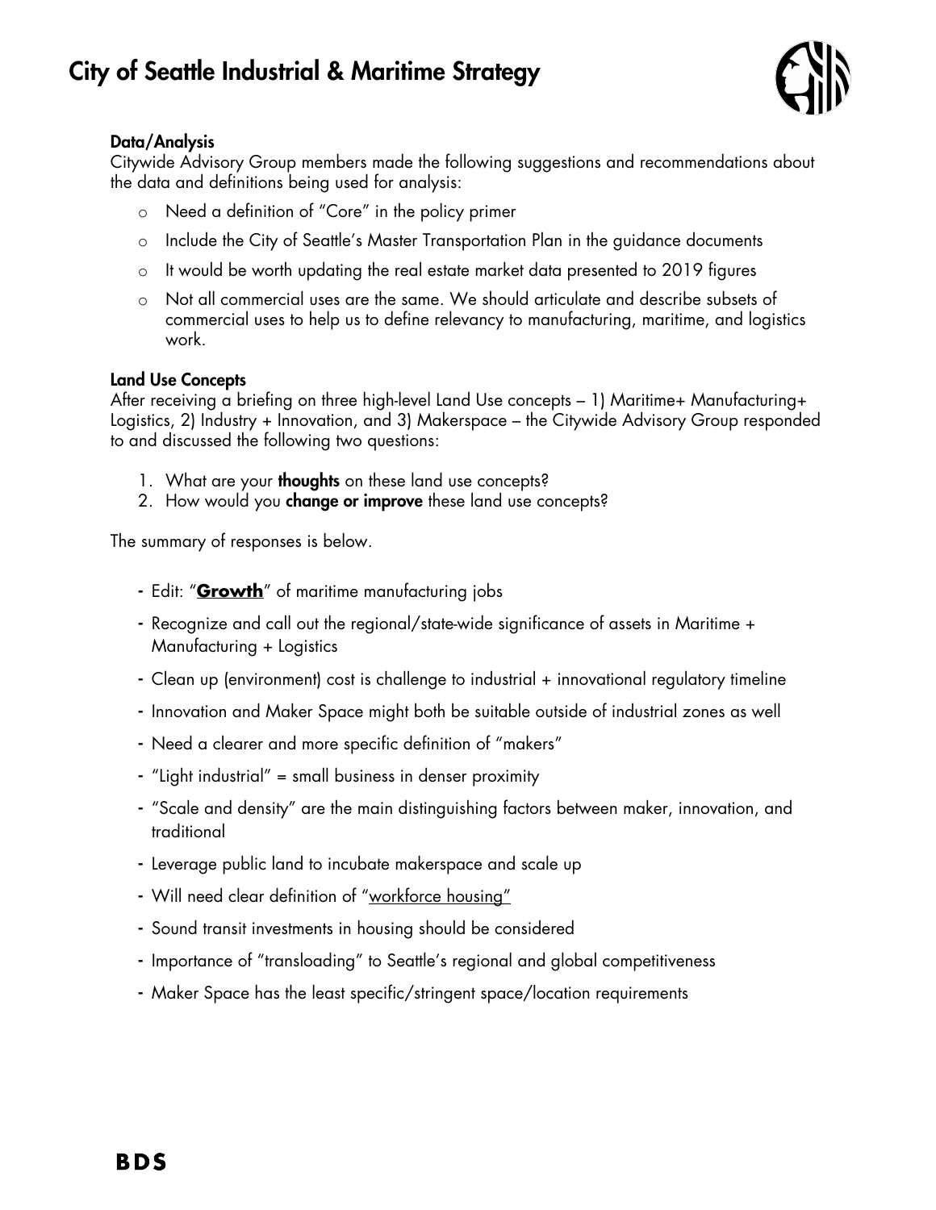### Data/Analysis

Citywide Advisory Group members made the following suggestions and recommendations about the data and definitions being used for analysis:

- Need a definition of "Core" in the policy primer
- Include the City of Seattle's Master Transportation Plan in the guidance documents
- It would be worth updating the real estate market data presented to 2019 figures
- Not all commercial uses are the same. We should articulate and describe subsets of commercial uses to help us to define relevancy to manufacturing, maritime, and logistics work.

### Land Use Concepts

After receiving a briefing on three high-level Land Use concepts – 1) Maritime+ Manufacturing+ Logistics, 2) Industry + Innovation, and 3) Makerspace – the Citywide Advisory Group responded to and discussed the following two questions:

1. What are your **thoughts** on these land use concepts?
2. How would you **change or improve** these land use concepts?

The summary of responses is below.

- Edit: "<u>**Growth**</u>" of maritime manufacturing jobs
- Recognize and call out the regional/state-wide significance of assets in Maritime + Manufacturing + Logistics
- Clean up (environment) cost is challenge to industrial + innovational regulatory timeline
- Innovation and Maker Space might both be suitable outside of industrial zones as well
- Need a clearer and more specific definition of "makers"
- "Light industrial" = small business in denser proximity
- "Scale and density" are the main distinguishing factors between maker, innovation, and traditional
- Leverage public land to incubate makerspace and scale up
- Will need clear definition of "<u>workforce housing</u>"
- Sound transit investments in housing should be considered
- Importance of "transloading" to Seattle's regional and global competitiveness
- Maker Space has the least specific/stringent space/location requirements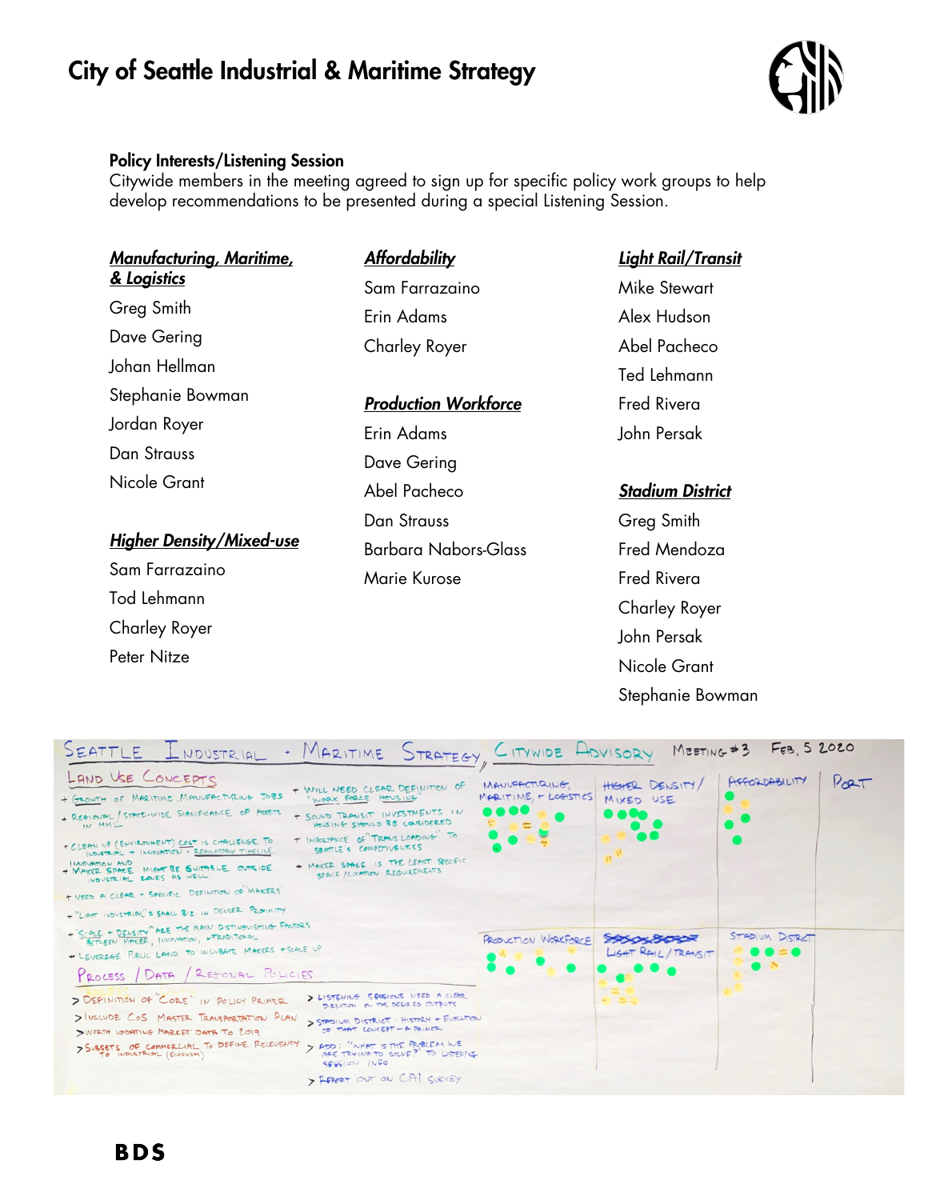# City of Seattle Industrial & Maritime Strategy

**Policy Interests/Listening Session**
Citywide members in the meeting agreed to sign up for specific policy work groups to help develop recommendations to be presented during a special Listening Session.

***Manufacturing, Maritime, & Logistics***

Greg Smith
Dave Gering
Johan Hellman
Stephanie Bowman
Jordan Royer
Dan Strauss
Nicole Grant

***Higher Density/Mixed-use***

Sam Farrazaino
Tod Lehmann
Charley Royer
Peter Nitze

***Affordability***

Sam Farrazaino
Erin Adams
Charley Royer

***Production Workforce***

Erin Adams
Dave Gering
Abel Pacheco
Dan Strauss
Barbara Nabors-Glass
Marie Kurose

***Light Rail/Transit***

Mike Stewart
Alex Hudson
Abel Pacheco
Ted Lehmann
Fred Rivera
John Persak

***Stadium District***

Greg Smith
Fred Mendoza
Fred Rivera
Charley Royer
John Persak
Nicole Grant
Stephanie Bowman

SEATTLE INDUSTRIAL · MARITIME STRATEGY, CITYWIDE ADVISORY MEETING #3 FEB. 5 2020

LAND USE CONCEPTS

+ Growth of Maritime, Manufacturing Jobs
+ Regional / State-wide significance of assets in MML
+ Clean up (environment) cost is challenge to industrial + innovation + regulatory timeline
+ Innovation and maker space might be suitable outside industrial zones as well
+ Need a clear + specific definition of 'makers'
+ "Light industrial" = small biz in denser proximity
+ "Scale + density" are the main distinguishing factors between maker, innovation, + traditional
+ Leverage public land to incubate makers + scale up
+ Will need clear definition of "work force housing"
+ Sound Transit investments in housing should be considered
+ Importance of "trans loading" to Seattle's competiveness
+ Maker space is the least specific space / location requirements

PROCESS / DATA / REGIONAL POLICIES

> Definition of 'Core' in policy primer
> Include CoS Master Transportation Plan
> Worth updating market data to 2019
> Subsets of commercial to define relevency to industrial (ecosystem)
> Listening sessions need a clear direction on the desired outputs
> Stadium District: history + evolution of that concept — a primer
> Add: "What is the problem we are trying to solve?" to listening session info
> Report out on CAI survey

MANUFACTURING, MARITIME, + LOGISTICS

HIGHER DENSITY / MIXED USE

AFFORDABILITY

PORT

PRODUCTION WORKFORCE

LIGHT RAIL / TRANSIT

STADIUM DISTRICT